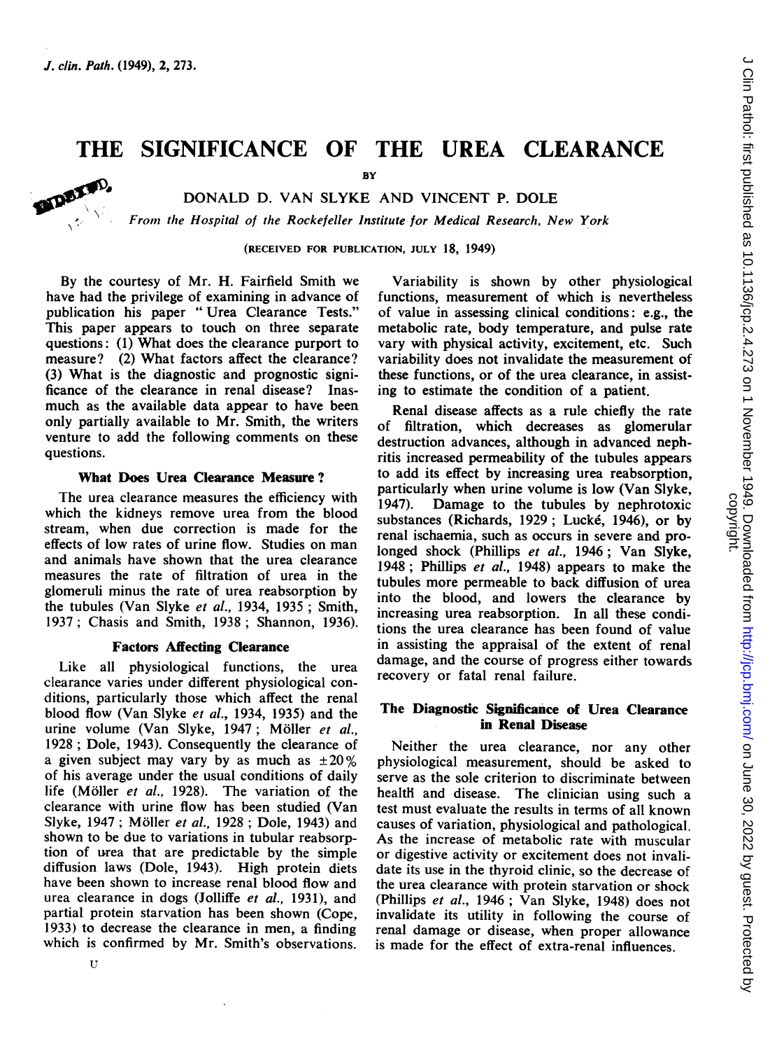# THE SIGNIFICANCE OF THE UREA CLEARANCE

BY

DONALD D. VAN SLYKE AND VINCENT P. DOLE

*From the Hospital of the Rockefeller Institute for Medical Research, New York*

(RECEIVED FOR PUBLICATION, JULY 18, 1949)

By the courtesy of Mr. H. Fairfield Smith we have had the privilege of examining in advance of publication his paper "Urea Clearance Tests." This paper appears to touch on three separate questions: (1) What does the clearance purport to measure? (2) What factors affect the clearance? (3) What is the diagnostic and prognostic significance of the clearance in renal disease? Inasmuch as the available data appear to have been only partially available to Mr. Smith, the writers venture to add the following comments on these questions.

### What Does Urea Clearance Measure?

The urea clearance measures the efficiency with which the kidneys remove urea from the blood stream, when due correction is made for the effects of low rates of urine flow. Studies on man and animals have shown that the urea clearance measures the rate of filtration of urea in the glomeruli minus the rate of urea reabsorption by the tubules (Van Slyke *et al.*, 1934, 1935; Smith, 1937; Chasis and Smith, 1938; Shannon, 1936).

### Factors Affecting Clearance

Like all physiological functions, the urea clearance varies under different physiological conditions, particularly those which affect the renal blood flow (Van Slyke *et al.*, 1934, 1935) and the urine volume (Van Slyke, 1947; Möller *et al.*, 1928; Dole, 1943). Consequently the clearance of a given subject may vary by as much as ±20% of his average under the usual conditions of daily life (Möller *et al.*, 1928). The variation of the clearance with urine flow has been studied (Van Slyke, 1947; Möller *et al.*, 1928; Dole, 1943) and shown to be due to variations in tubular reabsorption of urea that are predictable by the simple diffusion laws (Dole, 1943). High protein diets have been shown to increase renal blood flow and urea clearance in dogs (Jolliffe *et al.*, 1931), and partial protein starvation has been shown (Cope, 1933) to decrease the clearance in men, a finding which is confirmed by Mr. Smith's observations.

Variability is shown by other physiological functions, measurement of which is nevertheless of value in assessing clinical conditions: e.g., the metabolic rate, body temperature, and pulse rate vary with physical activity, excitement, etc. Such variability does not invalidate the measurement of these functions, or of the urea clearance, in assisting to estimate the condition of a patient.

Renal disease affects as a rule chiefly the rate of filtration, which decreases as glomerular destruction advances, although in advanced nephritis increased permeability of the tubules appears to add its effect by increasing urea reabsorption, particularly when urine volume is low (Van Slyke, 1947). Damage to the tubules by nephrotoxic substances (Richards, 1929; Lucké, 1946), or by renal ischaemia, such as occurs in severe and prolonged shock (Phillips *et al.*, 1946; Van Slyke, 1948; Phillips *et al.*, 1948) appears to make the tubules more permeable to back diffusion of urea into the blood, and lowers the clearance by increasing urea reabsorption. In all these conditions the urea clearance has been found of value in assisting the appraisal of the extent of renal damage, and the course of progress either towards recovery or fatal renal failure.

### The Diagnostic Significance of Urea Clearance in Renal Disease

Neither the urea clearance, nor any other physiological measurement, should be asked to serve as the sole criterion to discriminate between health and disease. The clinician using such a test must evaluate the results in terms of all known causes of variation, physiological and pathological. As the increase of metabolic rate with muscular or digestive activity or excitement does not invalidate its use in the thyroid clinic, so the decrease of the urea clearance with protein starvation or shock (Phillips *et al.*, 1946; Van Slyke, 1948) does not invalidate its utility in following the course of renal damage or disease, when proper allowance is made for the effect of extra-renal influences.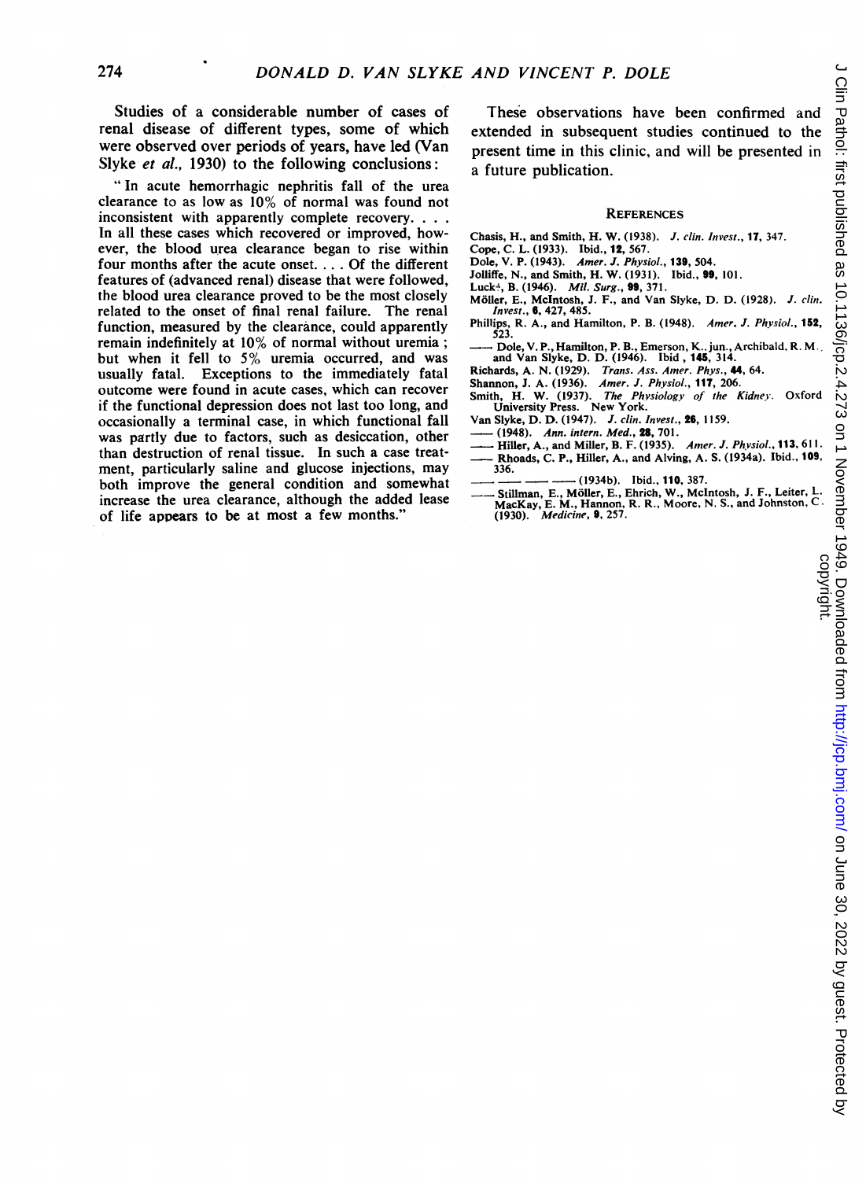Studies of a considerable number of cases of renal disease of different types, some of which were observed over periods of years, have led (Van Slyke *et al.,* 1930) to the following conclusions:

"In acute hemorrhagic nephritis fall of the urea clearance to as low as 10% of normal was found not inconsistent with apparently complete recovery. . . . In all these cases which recovered or improved, however, the blood urea clearance began to rise within four months after the acute onset. . . . Of the different features of (advanced renal) disease that were followed, the blood urea clearance proved to be the most closely related to the onset of final renal failure. The renal function, measured by the clearance, could apparently remain indefinitely at 10% of normal without uremia; but when it fell to 5% uremia occurred, and was usually fatal. Exceptions to the immediately fatal outcome were found in acute cases, which can recover if the functional depression does not last too long, and occasionally a terminal case, in which functional fall was partly due to factors, such as desiccation, other than destruction of renal tissue. In such a case treatment, particularly saline and glucose injections, may both improve the general condition and somewhat increase the urea clearance, although the added lease of life appears to be at most a few months."

These observations have been confirmed and extended in subsequent studies continued to the present time in this clinic, and will be presented in a future publication.

## References

Chasis, H., and Smith, H. W. (1938). *J. clin. Invest.*, **17**, 347.
Cope, C. L. (1933). Ibid., **12**, 567.
Dole, V. P. (1943). *Amer. J. Physiol.*, **139**, 504.
Jolliffe, N., and Smith, H. W. (1931). Ibid., **99**, 101.
Lucké, B. (1946). *Mil. Surg.*, **99**, 371.
Möller, E., McIntosh, J. F., and Van Slyke, D. D. (1928). *J. clin. Invest.*, **6**, 427, 485.
Phillips, R. A., and Hamilton, P. B. (1948). *Amer. J. Physiol.*, **152**, 523.
—— Dole, V. P., Hamilton, P. B., Emerson, K., jun., Archibald, R. M., and Van Slyke, D. D. (1946). Ibid., **145**, 314.
Richards, A. N. (1929). *Trans. Ass. Amer. Phys.*, **44**, 64.
Shannon, J. A. (1936). *Amer. J. Physiol.*, **117**, 206.
Smith, H. W. (1937). *The Physiology of the Kidney*. Oxford University Press. New York.
Van Slyke, D. D. (1947). *J. clin. Invest.*, **26**, 1159.
—— (1948). *Ann. intern. Med.*, **28**, 701.
—— Hiller, A., and Miller, B. F. (1935). *Amer. J. Physiol.*, **113**, 611.
—— Rhoads, C. P., Hiller, A., and Alving, A. S. (1934a). Ibid., **109**, 336.
—— —— —— —— (1934b). Ibid., **110**, 387.
—— Stillman, E., Möller, E., Ehrich, W., McIntosh, J. F., Leiter, L., MacKay, E. M., Hannon, R. R., Moore, N. S., and Johnston, C. (1930). *Medicine*, **9**, 257.